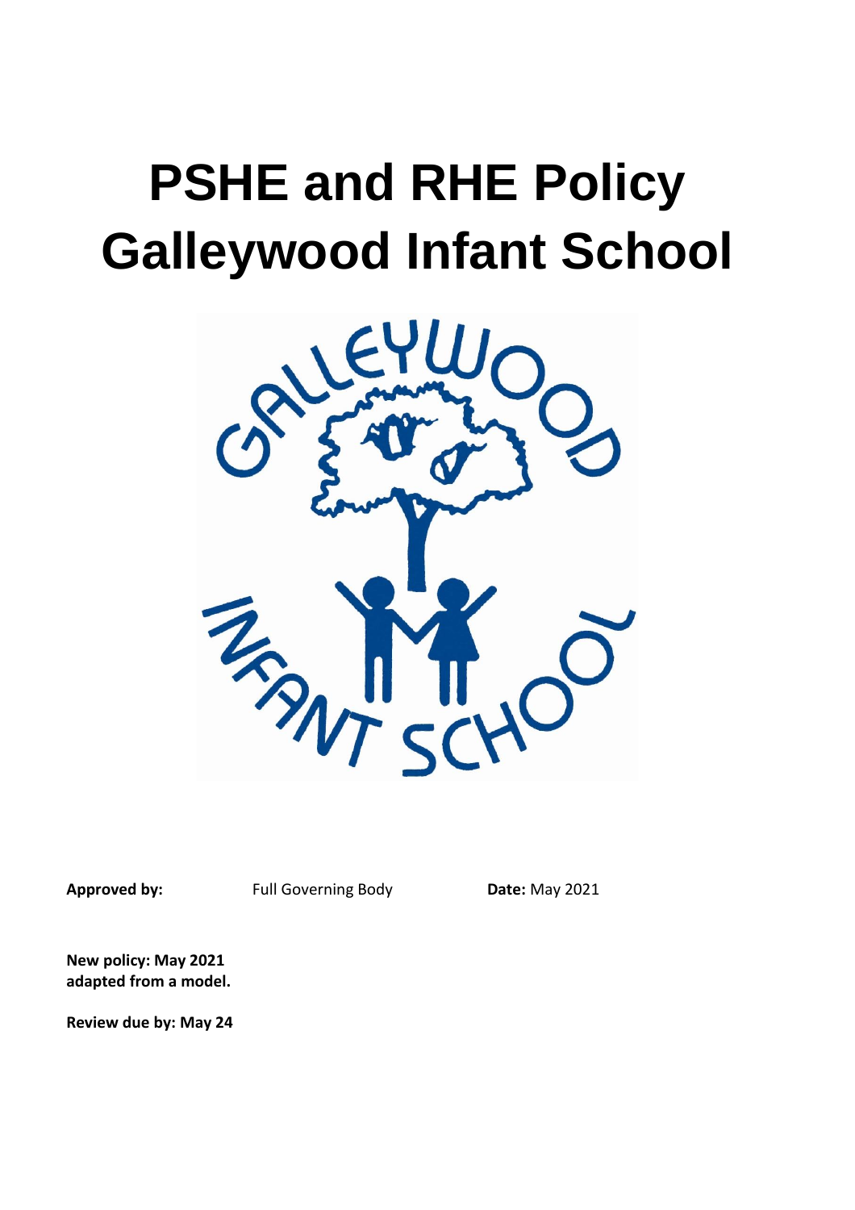# PSHE and RHE Policy
# Galleywood Infant School

**Approved by:** Full Governing Body **Date:** May 2021

**New policy: May 2021**
**adapted from a model.**

**Review due by: May 24**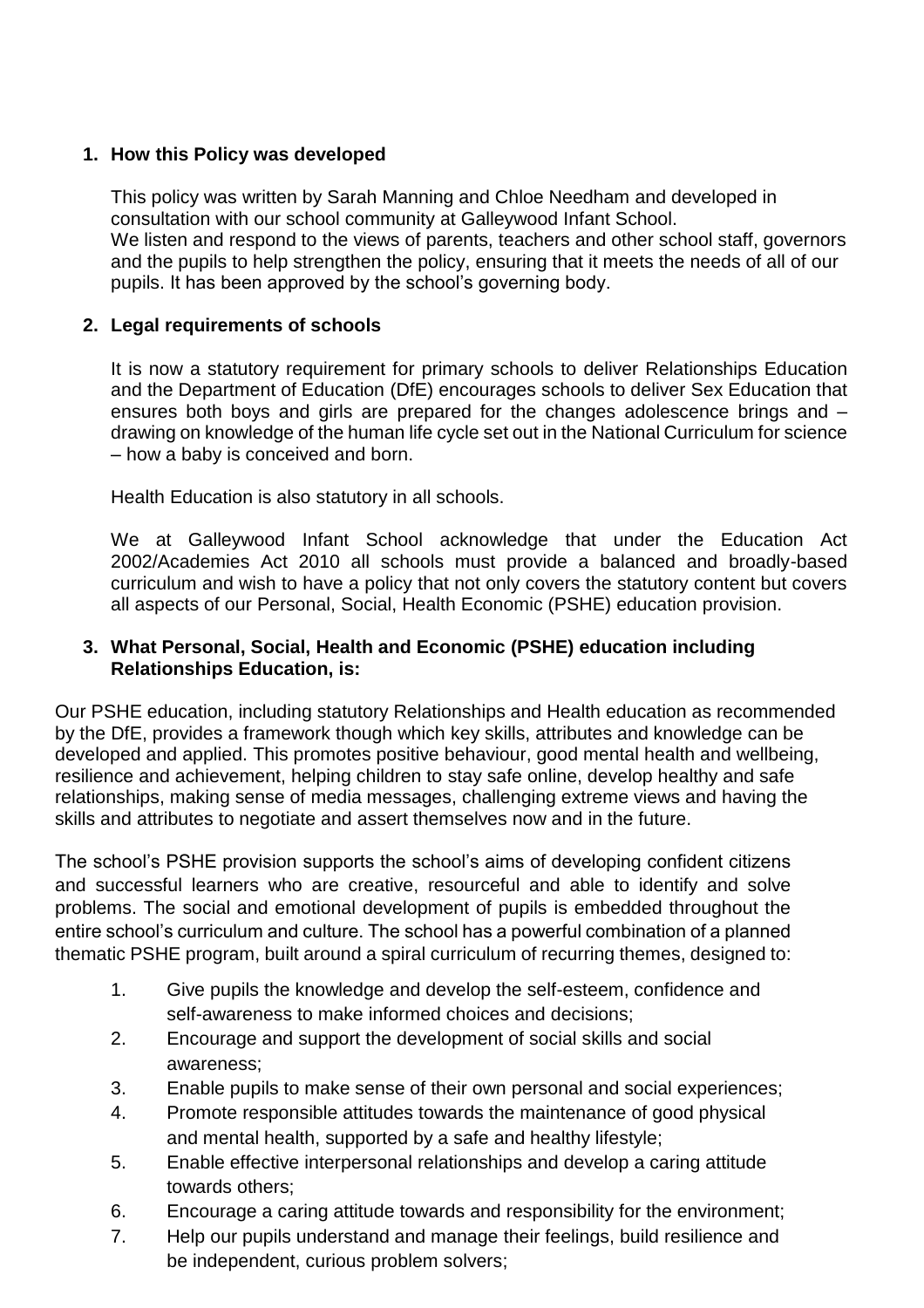## 1. How this Policy was developed

This policy was written by Sarah Manning and Chloe Needham and developed in consultation with our school community at Galleywood Infant School.
We listen and respond to the views of parents, teachers and other school staff, governors and the pupils to help strengthen the policy, ensuring that it meets the needs of all of our pupils. It has been approved by the school's governing body.

## 2. Legal requirements of schools

It is now a statutory requirement for primary schools to deliver Relationships Education and the Department of Education (DfE) encourages schools to deliver Sex Education that ensures both boys and girls are prepared for the changes adolescence brings and – drawing on knowledge of the human life cycle set out in the National Curriculum for science – how a baby is conceived and born.

Health Education is also statutory in all schools.

We at Galleywood Infant School acknowledge that under the Education Act 2002/Academies Act 2010 all schools must provide a balanced and broadly-based curriculum and wish to have a policy that not only covers the statutory content but covers all aspects of our Personal, Social, Health Economic (PSHE) education provision.

## 3. What Personal, Social, Health and Economic (PSHE) education including Relationships Education, is:

Our PSHE education, including statutory Relationships and Health education as recommended by the DfE, provides a framework though which key skills, attributes and knowledge can be developed and applied. This promotes positive behaviour, good mental health and wellbeing, resilience and achievement, helping children to stay safe online, develop healthy and safe relationships, making sense of media messages, challenging extreme views and having the skills and attributes to negotiate and assert themselves now and in the future.

The school's PSHE provision supports the school's aims of developing confident citizens and successful learners who are creative, resourceful and able to identify and solve problems. The social and emotional development of pupils is embedded throughout the entire school's curriculum and culture. The school has a powerful combination of a planned thematic PSHE program, built around a spiral curriculum of recurring themes, designed to:

1. Give pupils the knowledge and develop the self-esteem, confidence and self-awareness to make informed choices and decisions;
2. Encourage and support the development of social skills and social awareness;
3. Enable pupils to make sense of their own personal and social experiences;
4. Promote responsible attitudes towards the maintenance of good physical and mental health, supported by a safe and healthy lifestyle;
5. Enable effective interpersonal relationships and develop a caring attitude towards others;
6. Encourage a caring attitude towards and responsibility for the environment;
7. Help our pupils understand and manage their feelings, build resilience and be independent, curious problem solvers;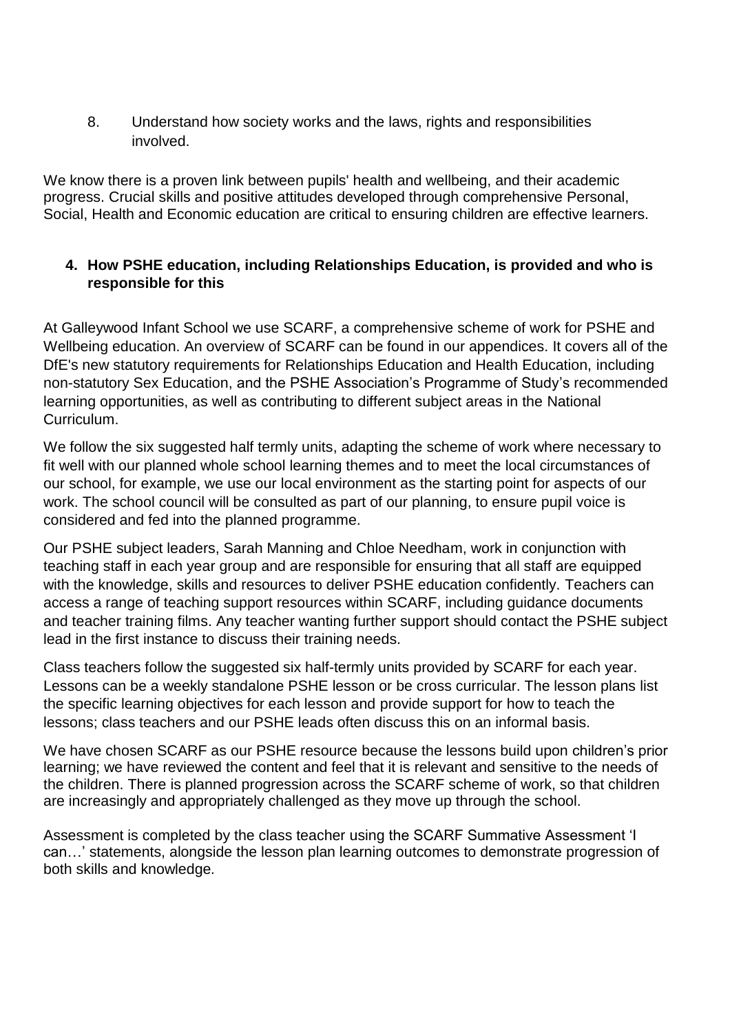8. Understand how society works and the laws, rights and responsibilities involved.

We know there is a proven link between pupils' health and wellbeing, and their academic progress. Crucial skills and positive attitudes developed through comprehensive Personal, Social, Health and Economic education are critical to ensuring children are effective learners.

## 4. How PSHE education, including Relationships Education, is provided and who is responsible for this

At Galleywood Infant School we use SCARF, a comprehensive scheme of work for PSHE and Wellbeing education. An overview of SCARF can be found in our appendices. It covers all of the DfE's new statutory requirements for Relationships Education and Health Education, including non-statutory Sex Education, and the PSHE Association's Programme of Study's recommended learning opportunities, as well as contributing to different subject areas in the National Curriculum.

We follow the six suggested half termly units, adapting the scheme of work where necessary to fit well with our planned whole school learning themes and to meet the local circumstances of our school, for example, we use our local environment as the starting point for aspects of our work. The school council will be consulted as part of our planning, to ensure pupil voice is considered and fed into the planned programme.

Our PSHE subject leaders, Sarah Manning and Chloe Needham, work in conjunction with teaching staff in each year group and are responsible for ensuring that all staff are equipped with the knowledge, skills and resources to deliver PSHE education confidently. Teachers can access a range of teaching support resources within SCARF, including guidance documents and teacher training films. Any teacher wanting further support should contact the PSHE subject lead in the first instance to discuss their training needs.

Class teachers follow the suggested six half-termly units provided by SCARF for each year. Lessons can be a weekly standalone PSHE lesson or be cross curricular. The lesson plans list the specific learning objectives for each lesson and provide support for how to teach the lessons; class teachers and our PSHE leads often discuss this on an informal basis.

We have chosen SCARF as our PSHE resource because the lessons build upon children's prior learning; we have reviewed the content and feel that it is relevant and sensitive to the needs of the children. There is planned progression across the SCARF scheme of work, so that children are increasingly and appropriately challenged as they move up through the school.

Assessment is completed by the class teacher using the SCARF Summative Assessment 'I can…' statements, alongside the lesson plan learning outcomes to demonstrate progression of both skills and knowledge.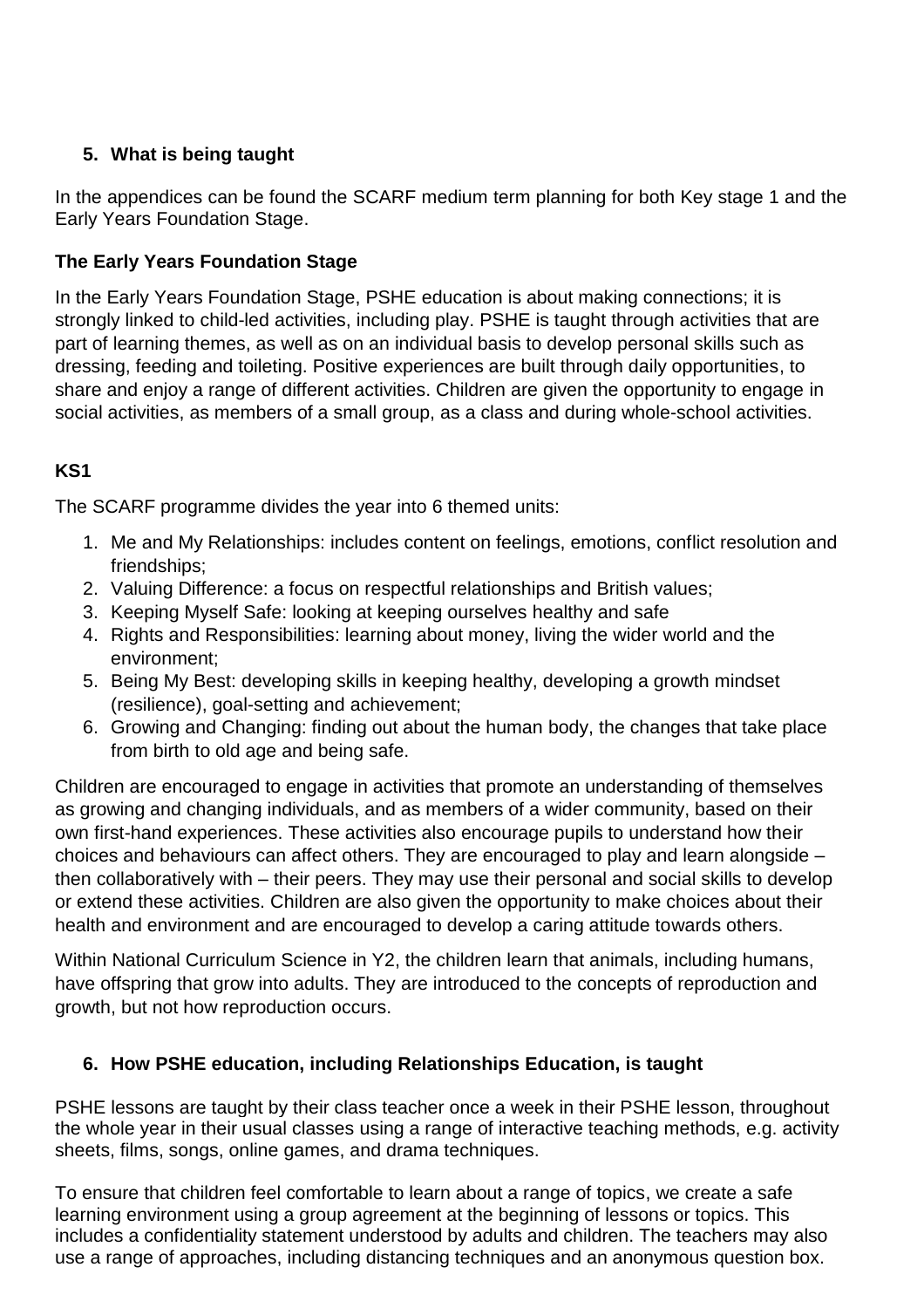## 5. What is being taught

In the appendices can be found the SCARF medium term planning for both Key stage 1 and the Early Years Foundation Stage.

### The Early Years Foundation Stage

In the Early Years Foundation Stage, PSHE education is about making connections; it is strongly linked to child-led activities, including play. PSHE is taught through activities that are part of learning themes, as well as on an individual basis to develop personal skills such as dressing, feeding and toileting. Positive experiences are built through daily opportunities, to share and enjoy a range of different activities. Children are given the opportunity to engage in social activities, as members of a small group, as a class and during whole-school activities.

### KS1

The SCARF programme divides the year into 6 themed units:

1. Me and My Relationships: includes content on feelings, emotions, conflict resolution and friendships;
2. Valuing Difference: a focus on respectful relationships and British values;
3. Keeping Myself Safe: looking at keeping ourselves healthy and safe
4. Rights and Responsibilities: learning about money, living the wider world and the environment;
5. Being My Best: developing skills in keeping healthy, developing a growth mindset (resilience), goal-setting and achievement;
6. Growing and Changing: finding out about the human body, the changes that take place from birth to old age and being safe.

Children are encouraged to engage in activities that promote an understanding of themselves as growing and changing individuals, and as members of a wider community, based on their own first-hand experiences. These activities also encourage pupils to understand how their choices and behaviours can affect others. They are encouraged to play and learn alongside – then collaboratively with – their peers. They may use their personal and social skills to develop or extend these activities. Children are also given the opportunity to make choices about their health and environment and are encouraged to develop a caring attitude towards others.

Within National Curriculum Science in Y2, the children learn that animals, including humans, have offspring that grow into adults. They are introduced to the concepts of reproduction and growth, but not how reproduction occurs.

## 6. How PSHE education, including Relationships Education, is taught

PSHE lessons are taught by their class teacher once a week in their PSHE lesson, throughout the whole year in their usual classes using a range of interactive teaching methods, e.g. activity sheets, films, songs, online games, and drama techniques.

To ensure that children feel comfortable to learn about a range of topics, we create a safe learning environment using a group agreement at the beginning of lessons or topics. This includes a confidentiality statement understood by adults and children. The teachers may also use a range of approaches, including distancing techniques and an anonymous question box.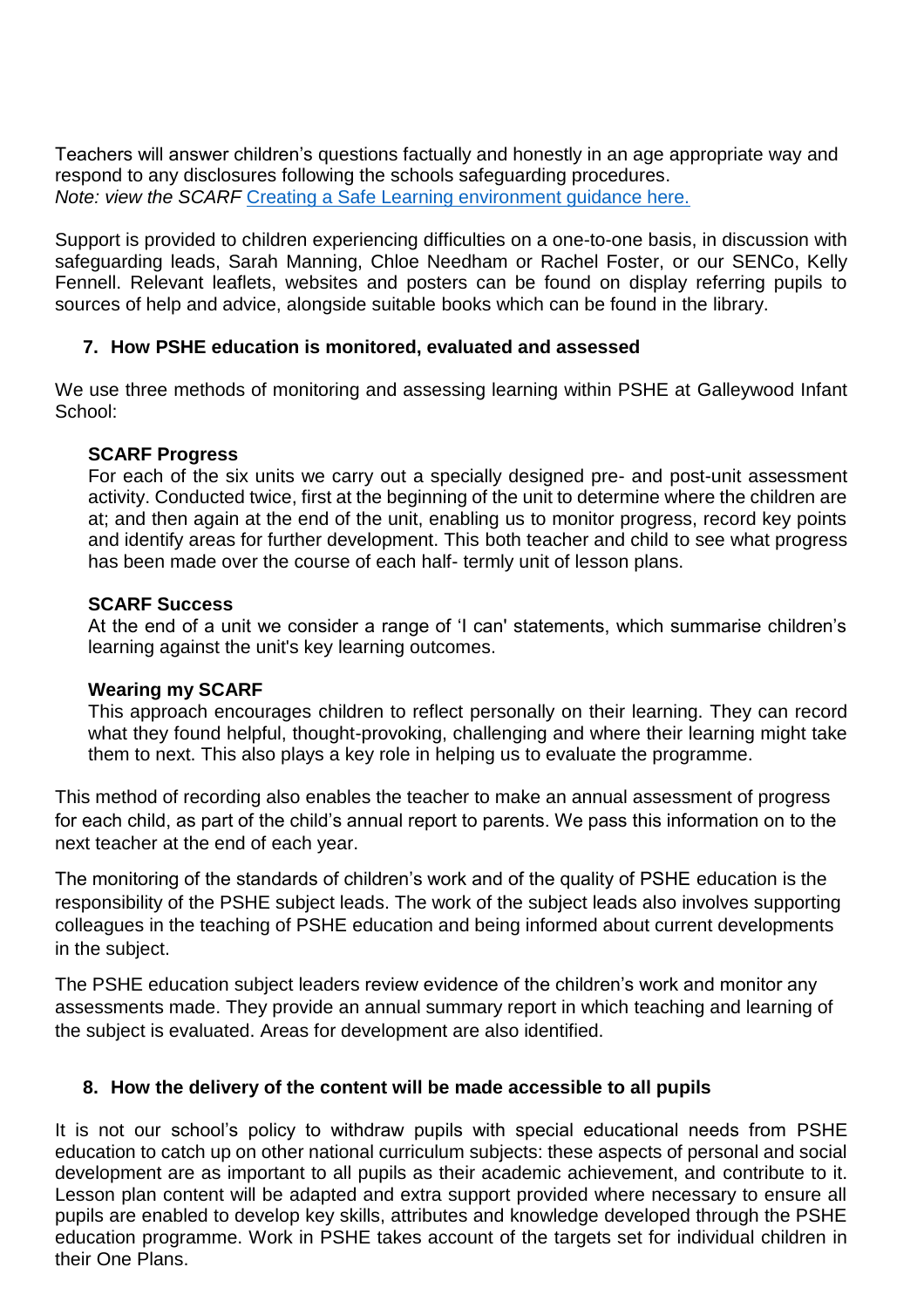Teachers will answer children's questions factually and honestly in an age appropriate way and respond to any disclosures following the schools safeguarding procedures.
*Note: view the SCARF* [Creating a Safe Learning environment guidance here.]()

Support is provided to children experiencing difficulties on a one-to-one basis, in discussion with safeguarding leads, Sarah Manning, Chloe Needham or Rachel Foster, or our SENCo, Kelly Fennell. Relevant leaflets, websites and posters can be found on display referring pupils to sources of help and advice, alongside suitable books which can be found in the library.

### 7. How PSHE education is monitored, evaluated and assessed

We use three methods of monitoring and assessing learning within PSHE at Galleywood Infant School:

**SCARF Progress**
For each of the six units we carry out a specially designed pre- and post-unit assessment activity. Conducted twice, first at the beginning of the unit to determine where the children are at; and then again at the end of the unit, enabling us to monitor progress, record key points and identify areas for further development. This both teacher and child to see what progress has been made over the course of each half- termly unit of lesson plans.

**SCARF Success**
At the end of a unit we consider a range of 'I can' statements, which summarise children's learning against the unit's key learning outcomes.

**Wearing my SCARF**
This approach encourages children to reflect personally on their learning. They can record what they found helpful, thought-provoking, challenging and where their learning might take them to next. This also plays a key role in helping us to evaluate the programme.

This method of recording also enables the teacher to make an annual assessment of progress for each child, as part of the child's annual report to parents. We pass this information on to the next teacher at the end of each year.

The monitoring of the standards of children's work and of the quality of PSHE education is the responsibility of the PSHE subject leads. The work of the subject leads also involves supporting colleagues in the teaching of PSHE education and being informed about current developments in the subject.

The PSHE education subject leaders review evidence of the children's work and monitor any assessments made. They provide an annual summary report in which teaching and learning of the subject is evaluated. Areas for development are also identified.

### 8. How the delivery of the content will be made accessible to all pupils

It is not our school's policy to withdraw pupils with special educational needs from PSHE education to catch up on other national curriculum subjects: these aspects of personal and social development are as important to all pupils as their academic achievement, and contribute to it. Lesson plan content will be adapted and extra support provided where necessary to ensure all pupils are enabled to develop key skills, attributes and knowledge developed through the PSHE education programme. Work in PSHE takes account of the targets set for individual children in their One Plans.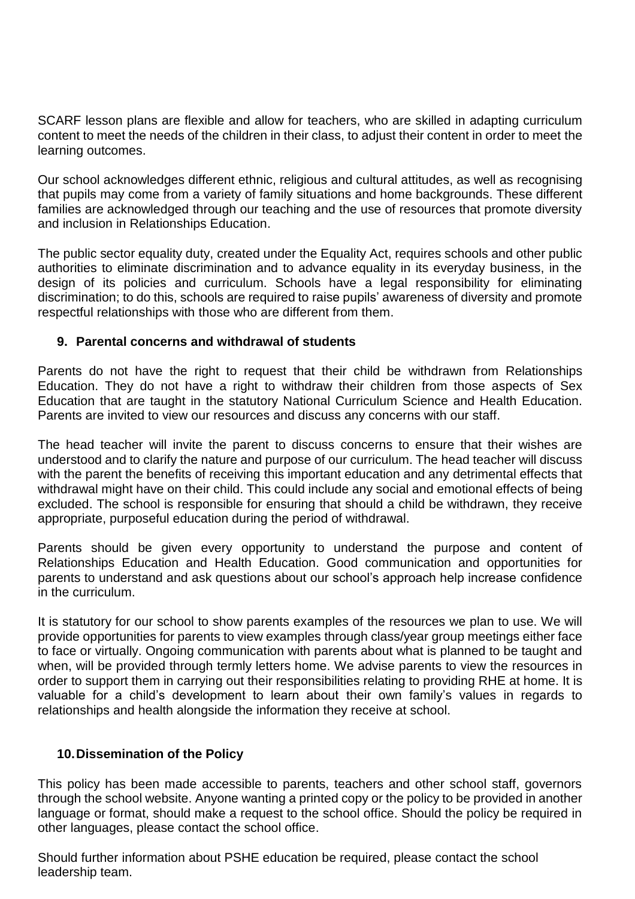SCARF lesson plans are flexible and allow for teachers, who are skilled in adapting curriculum content to meet the needs of the children in their class, to adjust their content in order to meet the learning outcomes.

Our school acknowledges different ethnic, religious and cultural attitudes, as well as recognising that pupils may come from a variety of family situations and home backgrounds. These different families are acknowledged through our teaching and the use of resources that promote diversity and inclusion in Relationships Education.

The public sector equality duty, created under the Equality Act, requires schools and other public authorities to eliminate discrimination and to advance equality in its everyday business, in the design of its policies and curriculum. Schools have a legal responsibility for eliminating discrimination; to do this, schools are required to raise pupils' awareness of diversity and promote respectful relationships with those who are different from them.

## 9. Parental concerns and withdrawal of students

Parents do not have the right to request that their child be withdrawn from Relationships Education. They do not have a right to withdraw their children from those aspects of Sex Education that are taught in the statutory National Curriculum Science and Health Education. Parents are invited to view our resources and discuss any concerns with our staff.

The head teacher will invite the parent to discuss concerns to ensure that their wishes are understood and to clarify the nature and purpose of our curriculum. The head teacher will discuss with the parent the benefits of receiving this important education and any detrimental effects that withdrawal might have on their child. This could include any social and emotional effects of being excluded. The school is responsible for ensuring that should a child be withdrawn, they receive appropriate, purposeful education during the period of withdrawal.

Parents should be given every opportunity to understand the purpose and content of Relationships Education and Health Education. Good communication and opportunities for parents to understand and ask questions about our school's approach help increase confidence in the curriculum.

It is statutory for our school to show parents examples of the resources we plan to use. We will provide opportunities for parents to view examples through class/year group meetings either face to face or virtually. Ongoing communication with parents about what is planned to be taught and when, will be provided through termly letters home. We advise parents to view the resources in order to support them in carrying out their responsibilities relating to providing RHE at home. It is valuable for a child's development to learn about their own family's values in regards to relationships and health alongside the information they receive at school.

## 10. Dissemination of the Policy

This policy has been made accessible to parents, teachers and other school staff, governors through the school website. Anyone wanting a printed copy or the policy to be provided in another language or format, should make a request to the school office. Should the policy be required in other languages, please contact the school office.

Should further information about PSHE education be required, please contact the school leadership team.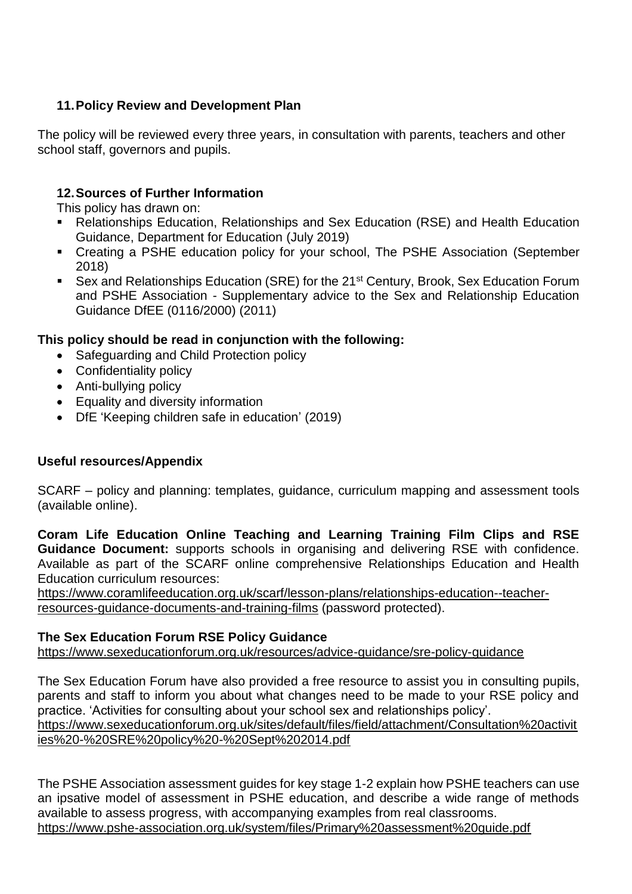## 11. Policy Review and Development Plan

The policy will be reviewed every three years, in consultation with parents, teachers and other school staff, governors and pupils.

## 12. Sources of Further Information

This policy has drawn on:

- Relationships Education, Relationships and Sex Education (RSE) and Health Education Guidance, Department for Education (July 2019)
- Creating a PSHE education policy for your school, The PSHE Association (September 2018)
- Sex and Relationships Education (SRE) for the 21st Century, Brook, Sex Education Forum and PSHE Association - Supplementary advice to the Sex and Relationship Education Guidance DfEE (0116/2000) (2011)

**This policy should be read in conjunction with the following:**

- Safeguarding and Child Protection policy
- Confidentiality policy
- Anti-bullying policy
- Equality and diversity information
- DfE 'Keeping children safe in education' (2019)

**Useful resources/Appendix**

SCARF – policy and planning: templates, guidance, curriculum mapping and assessment tools (available online).

**Coram Life Education Online Teaching and Learning Training Film Clips and RSE Guidance Document:** supports schools in organising and delivering RSE with confidence. Available as part of the SCARF online comprehensive Relationships Education and Health Education curriculum resources:
https://www.coramlifeeducation.org.uk/scarf/lesson-plans/relationships-education--teacher-resources-guidance-documents-and-training-films (password protected).

**The Sex Education Forum RSE Policy Guidance**
https://www.sexeducationforum.org.uk/resources/advice-guidance/sre-policy-guidance

The Sex Education Forum have also provided a free resource to assist you in consulting pupils, parents and staff to inform you about what changes need to be made to your RSE policy and practice. 'Activities for consulting about your school sex and relationships policy'.
https://www.sexeducationforum.org.uk/sites/default/files/field/attachment/Consultation%20activities%20-%20SRE%20policy%20-%20Sept%202014.pdf

The PSHE Association assessment guides for key stage 1-2 explain how PSHE teachers can use an ipsative model of assessment in PSHE education, and describe a wide range of methods available to assess progress, with accompanying examples from real classrooms.
https://www.pshe-association.org.uk/system/files/Primary%20assessment%20guide.pdf